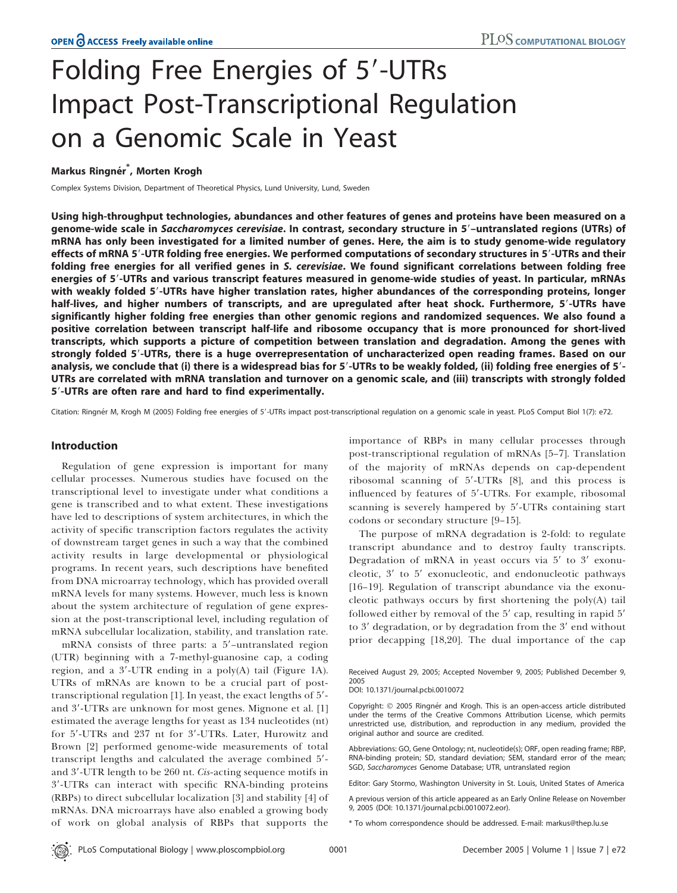# Folding Free Energies of 5′-UTRs Impact Post-Transcriptional Regulation on a Genomic Scale in Yeast

**Markus Ringnér*, Morten Krogh**

Complex Systems Division, Department of Theoretical Physics, Lund University, Lund, Sweden

**Using high-throughput technologies, abundances and other features of genes and proteins have been measured on a genome-wide scale in *Saccharomyces cerevisiae*. In contrast, secondary structure in 5′–untranslated regions (UTRs) of mRNA has only been investigated for a limited number of genes. Here, the aim is to study genome-wide regulatory effects of mRNA 5′-UTR folding free energies. We performed computations of secondary structures in 5′-UTRs and their folding free energies for all verified genes in *S. cerevisiae*. We found significant correlations between folding free energies of 5′-UTRs and various transcript features measured in genome-wide studies of yeast. In particular, mRNAs with weakly folded 5′-UTRs have higher translation rates, higher abundances of the corresponding proteins, longer half-lives, and higher numbers of transcripts, and are upregulated after heat shock. Furthermore, 5′-UTRs have significantly higher folding free energies than other genomic regions and randomized sequences. We also found a positive correlation between transcript half-life and ribosome occupancy that is more pronounced for short-lived transcripts, which supports a picture of competition between translation and degradation. Among the genes with strongly folded 5′-UTRs, there is a huge overrepresentation of uncharacterized open reading frames. Based on our analysis, we conclude that (i) there is a widespread bias for 5′-UTRs to be weakly folded, (ii) folding free energies of 5′-UTRs are correlated with mRNA translation and turnover on a genomic scale, and (iii) transcripts with strongly folded 5′-UTRs are often rare and hard to find experimentally.**

Citation: Ringnér M, Krogh M (2005) Folding free energies of 5′-UTRs impact post-transcriptional regulation on a genomic scale in yeast. PLoS Comput Biol 1(7): e72.

## Introduction

Regulation of gene expression is important for many cellular processes. Numerous studies have focused on the transcriptional level to investigate under what conditions a gene is transcribed and to what extent. These investigations have led to descriptions of system architectures, in which the activity of specific transcription factors regulates the activity of downstream target genes in such a way that the combined activity results in large developmental or physiological programs. In recent years, such descriptions have benefited from DNA microarray technology, which has provided overall mRNA levels for many systems. However, much less is known about the system architecture of regulation of gene expression at the post-transcriptional level, including regulation of mRNA subcellular localization, stability, and translation rate.

mRNA consists of three parts: a 5′–untranslated region (UTR) beginning with a 7-methyl-guanosine cap, a coding region, and a 3′-UTR ending in a poly(A) tail (Figure 1A). UTRs of mRNAs are known to be a crucial part of post-transcriptional regulation [1]. In yeast, the exact lengths of 5′- and 3′-UTRs are unknown for most genes. Mignone et al. [1] estimated the average lengths for yeast as 134 nucleotides (nt) for 5′-UTRs and 237 nt for 3′-UTRs. Later, Hurowitz and Brown [2] performed genome-wide measurements of total transcript lengths and calculated the average combined 5′- and 3′-UTR length to be 260 nt. *Cis*-acting sequence motifs in 3′-UTRs can interact with specific RNA-binding proteins (RBPs) to direct subcellular localization [3] and stability [4] of mRNAs. DNA microarrays have also enabled a growing body of work on global analysis of RBPs that supports the importance of RBPs in many cellular processes through post-transcriptional regulation of mRNAs [5–7]. Translation of the majority of mRNAs depends on cap-dependent ribosomal scanning of 5′-UTRs [8], and this process is influenced by features of 5′-UTRs. For example, ribosomal scanning is severely hampered by 5′-UTRs containing start codons or secondary structure [9–15].

The purpose of mRNA degradation is 2-fold: to regulate transcript abundance and to destroy faulty transcripts. Degradation of mRNA in yeast occurs via 5′ to 3′ exonucleotic, 3′ to 5′ exonucleotic, and endonucleotic pathways [16–19]. Regulation of transcript abundance via the exonucleotic pathways occurs by first shortening the poly(A) tail followed either by removal of the 5′ cap, resulting in rapid 5′ to 3′ degradation, or by degradation from the 3′ end without prior decapping [18,20]. The dual importance of the cap

Received August 29, 2005; Accepted November 9, 2005; Published December 9, 2005

DOI: 10.1371/journal.pcbi.0010072

Copyright: © 2005 Ringnér and Krogh. This is an open-access article distributed under the terms of the Creative Commons Attribution License, which permits unrestricted use, distribution, and reproduction in any medium, provided the original author and source are credited.

Abbreviations: GO, Gene Ontology; nt, nucleotide(s); ORF, open reading frame; RBP, RNA-binding protein; SD, standard deviation; SEM, standard error of the mean; SGD, *Saccharomyces* Genome Database; UTR, untranslated region

Editor: Gary Stormo, Washington University in St. Louis, United States of America

A previous version of this article appeared as an Early Online Release on November 9, 2005 (DOI: 10.1371/journal.pcbi.0010072.eor).

\* To whom correspondence should be addressed. E-mail: markus@thep.lu.se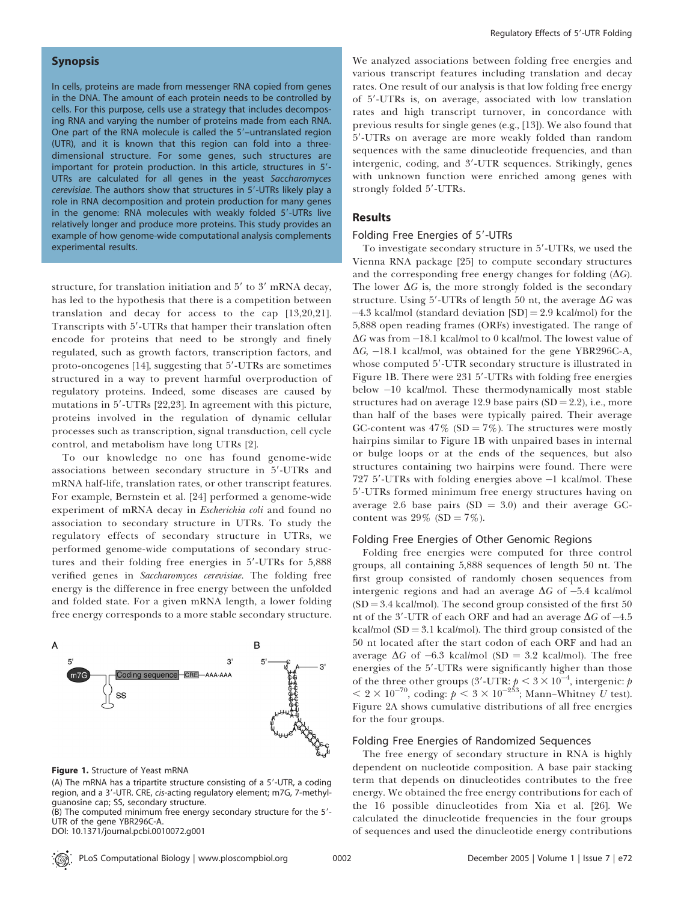## Synopsis

In cells, proteins are made from messenger RNA copied from genes in the DNA. The amount of each protein needs to be controlled by cells. For this purpose, cells use a strategy that includes decomposing RNA and varying the number of proteins made from each RNA. One part of the RNA molecule is called the 5′–untranslated region (UTR), and it is known that this region can fold into a three-dimensional structure. For some genes, such structures are important for protein production. In this article, structures in 5′-UTRs are calculated for all genes in the yeast *Saccharomyces cerevisiae*. The authors show that structures in 5′-UTRs likely play a role in RNA decomposition and protein production for many genes in the genome: RNA molecules with weakly folded 5′-UTRs live relatively longer and produce more proteins. This study provides an example of how genome-wide computational analysis complements experimental results.

structure, for translation initiation and 5′ to 3′ mRNA decay, has led to the hypothesis that there is a competition between translation and decay for access to the cap [13,20,21]. Transcripts with 5′-UTRs that hamper their translation often encode for proteins that need to be strongly and finely regulated, such as growth factors, transcription factors, and proto-oncogenes [14], suggesting that 5′-UTRs are sometimes structured in a way to prevent harmful overproduction of regulatory proteins. Indeed, some diseases are caused by mutations in 5′-UTRs [22,23]. In agreement with this picture, proteins involved in the regulation of dynamic cellular processes such as transcription, signal transduction, cell cycle control, and metabolism have long UTRs [2].

To our knowledge no one has found genome-wide associations between secondary structure in 5′-UTRs and mRNA half-life, translation rates, or other transcript features. For example, Bernstein et al. [24] performed a genome-wide experiment of mRNA decay in *Escherichia coli* and found no association to secondary structure in UTRs. To study the regulatory effects of secondary structure in UTRs, we performed genome-wide computations of secondary structures and their folding free energies in 5′-UTRs for 5,888 verified genes in *Saccharomyces cerevisiae*. The folding free energy is the difference in free energy between the unfolded and folded state. For a given mRNA length, a lower folding free energy corresponds to a more stable secondary structure.

**Figure 1.** Structure of Yeast mRNA

(A) The mRNA has a tripartite structure consisting of a 5′-UTR, a coding region, and a 3′-UTR. CRE, *cis*-acting regulatory element; m7G, 7-methyl-guanosine cap; SS, secondary structure.

(B) The computed minimum free energy secondary structure for the 5′-UTR of the gene YBR296C-A.

DOI: 10.1371/journal.pcbi.0010072.g001

We analyzed associations between folding free energies and various transcript features including translation and decay rates. One result of our analysis is that low folding free energy of 5′-UTRs is, on average, associated with low translation rates and high transcript turnover, in concordance with previous results for single genes (e.g., [13]). We also found that 5′-UTRs on average are more weakly folded than random sequences with the same dinucleotide frequencies, and than intergenic, coding, and 3′-UTR sequences. Strikingly, genes with unknown function were enriched among genes with strongly folded 5′-UTRs.

## Results

### Folding Free Energies of 5′-UTRs

To investigate secondary structure in 5′-UTRs, we used the Vienna RNA package [25] to compute secondary structures and the corresponding free energy changes for folding ($\Delta G$). The lower $\Delta G$ is, the more strongly folded is the secondary structure. Using 5′-UTRs of length 50 nt, the average $\Delta G$ was $-4.3$ kcal/mol (standard deviation [SD] = 2.9 kcal/mol) for the 5,888 open reading frames (ORFs) investigated. The range of $\Delta G$ was from $-18.1$ kcal/mol to 0 kcal/mol. The lowest value of $\Delta G$, $-18.1$ kcal/mol, was obtained for the gene YBR296C-A, whose computed 5′-UTR secondary structure is illustrated in Figure 1B. There were 231 5′-UTRs with folding free energies below $-10$ kcal/mol. These thermodynamically most stable structures had on average 12.9 base pairs (SD = 2.2), i.e., more than half of the bases were typically paired. Their average GC-content was 47% (SD = 7%). The structures were mostly hairpins similar to Figure 1B with unpaired bases in internal or bulge loops or at the ends of the sequences, but also structures containing two hairpins were found. There were 727 5′-UTRs with folding energies above $-1$ kcal/mol. These 5′-UTRs formed minimum free energy structures having on average 2.6 base pairs (SD = 3.0) and their average GC-content was 29% (SD = 7%).

### Folding Free Energies of Other Genomic Regions

Folding free energies were computed for three control groups, all containing 5,888 sequences of length 50 nt. The first group consisted of randomly chosen sequences from intergenic regions and had an average $\Delta G$ of $-5.4$ kcal/mol (SD = 3.4 kcal/mol). The second group consisted of the first 50 nt of the 3′-UTR of each ORF and had an average $\Delta G$ of $-4.5$ kcal/mol (SD = 3.1 kcal/mol). The third group consisted of the 50 nt located after the start codon of each ORF and had an average $\Delta G$ of $-6.3$ kcal/mol (SD = 3.2 kcal/mol). The free energies of the 5′-UTRs were significantly higher than those of the three other groups (3′-UTR: $p < 3 \times 10^{-4}$, intergenic: $p < 2 \times 10^{-70}$, coding: $p < 3 \times 10^{-253}$; Mann–Whitney $U$ test). Figure 2A shows cumulative distributions of all free energies for the four groups.

### Folding Free Energies of Randomized Sequences

The free energy of secondary structure in RNA is highly dependent on nucleotide composition. A base pair stacking term that depends on dinucleotides contributes to the free energy. We obtained the free energy contributions for each of the 16 possible dinucleotides from Xia et al. [26]. We calculated the dinucleotide frequencies in the four groups of sequences and used the dinucleotide energy contributions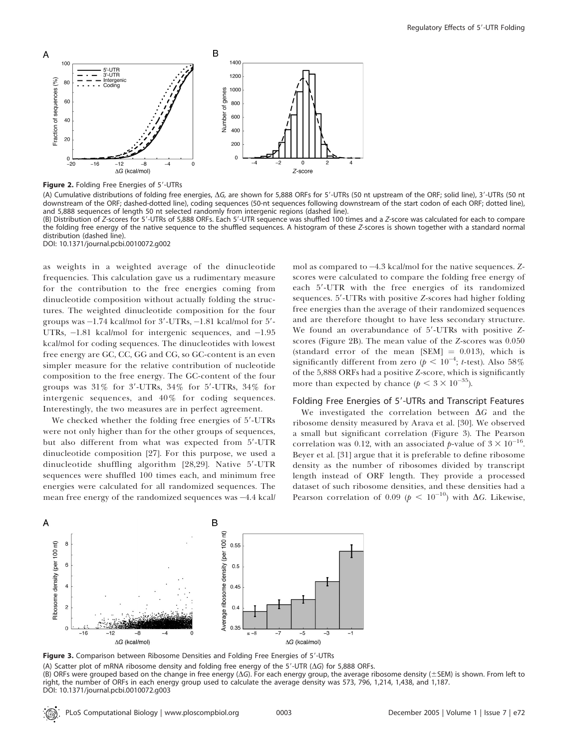**Figure 2.** Folding Free Energies of 5′-UTRs

(A) Cumulative distributions of folding free energies, ΔG, are shown for 5,888 ORFs for 5′-UTRs (50 nt upstream of the ORF; solid line), 3′-UTRs (50 nt downstream of the ORF; dashed-dotted line), coding sequences (50-nt sequences following downstream of the start codon of each ORF; dotted line), and 5,888 sequences of length 50 nt selected randomly from intergenic regions (dashed line).

(B) Distribution of *Z*-scores for 5′-UTRs of 5,888 ORFs. Each 5′-UTR sequence was shuffled 100 times and a *Z*-score was calculated for each to compare the folding free energy of the native sequence to the shuffled sequences. A histogram of these *Z*-scores is shown together with a standard normal distribution (dashed line).

DOI: 10.1371/journal.pcbi.0010072.g002

as weights in a weighted average of the dinucleotide frequencies. This calculation gave us a rudimentary measure for the contribution to the free energies coming from dinucleotide composition without actually folding the structures. The weighted dinucleotide composition for the four groups was −1.74 kcal/mol for 3′-UTRs, −1.81 kcal/mol for 5′-UTRs, −1.81 kcal/mol for intergenic sequences, and −1.95 kcal/mol for coding sequences. The dinucleotides with lowest free energy are GC, CC, GG and CG, so GC-content is an even simpler measure for the relative contribution of nucleotide composition to the free energy. The GC-content of the four groups was 31% for 3′-UTRs, 34% for 5′-UTRs, 34% for intergenic sequences, and 40% for coding sequences. Interestingly, the two measures are in perfect agreement.

We checked whether the folding free energies of 5′-UTRs were not only higher than for the other groups of sequences, but also different from what was expected from 5′-UTR dinucleotide composition [27]. For this purpose, we used a dinucleotide shuffling algorithm [28,29]. Native 5′-UTR sequences were shuffled 100 times each, and minimum free energies were calculated for all randomized sequences. The mean free energy of the randomized sequences was −4.4 kcal/mol as compared to −4.3 kcal/mol for the native sequences. *Z*-scores were calculated to compare the folding free energy of each 5′-UTR with the free energies of its randomized sequences. 5′-UTRs with positive *Z*-scores had higher folding free energies than the average of their randomized sequences and are therefore thought to have less secondary structure. We found an overabundance of 5′-UTRs with positive *Z*-scores (Figure 2B). The mean value of the *Z*-scores was 0.050 (standard error of the mean [SEM] = 0.013), which is significantly different from zero ($p < 10^{-4}$; *t*-test). Also 58% of the 5,888 ORFs had a positive *Z*-score, which is significantly more than expected by chance ($p < 3 \times 10^{-35}$).

### Folding Free Energies of 5′-UTRs and Transcript Features

We investigated the correlation between ΔG and the ribosome density measured by Arava et al. [30]. We observed a small but significant correlation (Figure 3). The Pearson correlation was 0.12, with an associated *p*-value of $3 \times 10^{-16}$. Beyer et al. [31] argue that it is preferable to define ribosome density as the number of ribosomes divided by transcript length instead of ORF length. They provide a processed dataset of such ribosome densities, and these densities had a Pearson correlation of 0.09 ($p < 10^{-10}$) with ΔG. Likewise,

**Figure 3.** Comparison between Ribosome Densities and Folding Free Energies of 5′-UTRs

(A) Scatter plot of mRNA ribosome density and folding free energy of the 5′-UTR (ΔG) for 5,888 ORFs.

(B) ORFs were grouped based on the change in free energy (ΔG). For each energy group, the average ribosome density (±SEM) is shown. From left to right, the number of ORFs in each energy group used to calculate the average density was 573, 796, 1,214, 1,438, and 1,187.

DOI: 10.1371/journal.pcbi.0010072.g003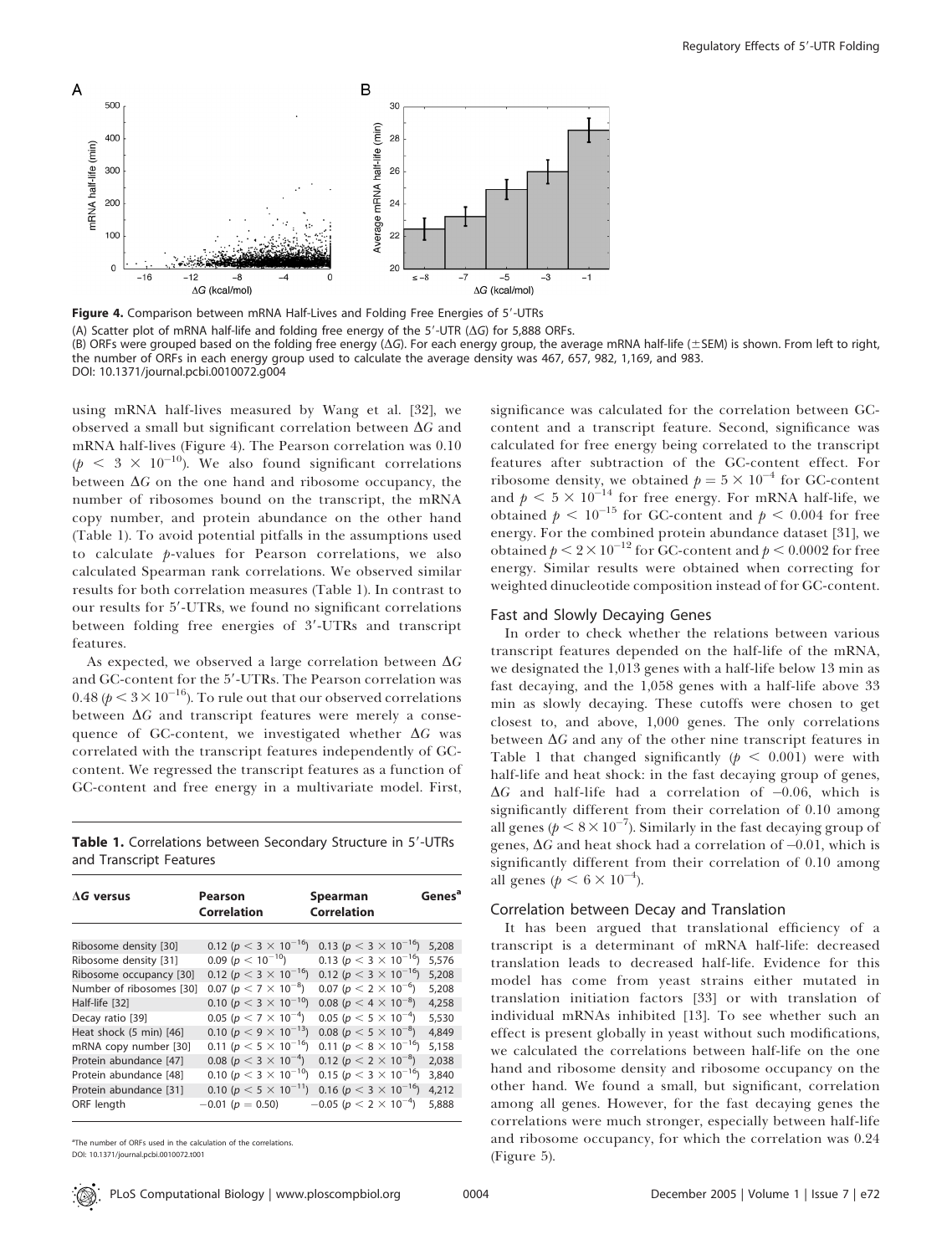**Figure 4.** Comparison between mRNA Half-Lives and Folding Free Energies of 5′-UTRs

(A) Scatter plot of mRNA half-life and folding free energy of the 5′-UTR ($\Delta G$) for 5,888 ORFs.

(B) ORFs were grouped based on the folding free energy ($\Delta G$). For each energy group, the average mRNA half-life (±SEM) is shown. From left to right, the number of ORFs in each energy group used to calculate the average density was 467, 657, 982, 1,169, and 983.

DOI: 10.1371/journal.pcbi.0010072.g004

using mRNA half-lives measured by Wang et al. [32], we observed a small but significant correlation between $\Delta G$ and mRNA half-lives (Figure 4). The Pearson correlation was 0.10 ($p < 3 \times 10^{-10}$). We also found significant correlations between $\Delta G$ on the one hand and ribosome occupancy, the number of ribosomes bound on the transcript, the mRNA copy number, and protein abundance on the other hand (Table 1). To avoid potential pitfalls in the assumptions used to calculate $p$-values for Pearson correlations, we also calculated Spearman rank correlations. We observed similar results for both correlation measures (Table 1). In contrast to our results for 5′-UTRs, we found no significant correlations between folding free energies of 3′-UTRs and transcript features.

As expected, we observed a large correlation between $\Delta G$ and GC-content for the 5′-UTRs. The Pearson correlation was 0.48 ($p < 3 \times 10^{-16}$). To rule out that our observed correlations between $\Delta G$ and transcript features were merely a consequence of GC-content, we investigated whether $\Delta G$ was correlated with the transcript features independently of GC-content. We regressed the transcript features as a function of GC-content and free energy in a multivariate model. First, significance was calculated for the correlation between GC-content and a transcript feature. Second, significance was calculated for free energy being correlated to the transcript features after subtraction of the GC-content effect. For ribosome density, we obtained $p = 5 \times 10^{-4}$ for GC-content and $p < 5 \times 10^{-14}$ for free energy. For mRNA half-life, we obtained $p < 10^{-15}$ for GC-content and $p < 0.004$ for free energy. For the combined protein abundance dataset [31], we obtained $p < 2 \times 10^{-12}$ for GC-content and $p < 0.0002$ for free energy. Similar results were obtained when correcting for weighted dinucleotide composition instead of for GC-content.

**Table 1.** Correlations between Secondary Structure in 5′-UTRs and Transcript Features

| $\Delta G$ versus | Pearson Correlation | Spearman Correlation | Genes[a] |
|---|---|---|---|
| Ribosome density [30] | 0.12 ($p < 3 \times 10^{-16}$) | 0.13 ($p < 3 \times 10^{-16}$) | 5,208 |
| Ribosome density [31] | 0.09 ($p < 10^{-10}$) | 0.13 ($p < 3 \times 10^{-16}$) | 5,576 |
| Ribosome occupancy [30] | 0.12 ($p < 3 \times 10^{-16}$) | 0.12 ($p < 3 \times 10^{-16}$) | 5,208 |
| Number of ribosomes [30] | 0.07 ($p < 7 \times 10^{-8}$) | 0.07 ($p < 2 \times 10^{-6}$) | 5,208 |
| Half-life [32] | 0.10 ($p < 3 \times 10^{-10}$) | 0.08 ($p < 4 \times 10^{-8}$) | 4,258 |
| Decay ratio [39] | 0.05 ($p < 7 \times 10^{-4}$) | 0.05 ($p < 5 \times 10^{-4}$) | 5,530 |
| Heat shock (5 min) [46] | 0.10 ($p < 9 \times 10^{-13}$) | 0.08 ($p < 5 \times 10^{-8}$) | 4,849 |
| mRNA copy number [30] | 0.11 ($p < 5 \times 10^{-16}$) | 0.11 ($p < 8 \times 10^{-16}$) | 5,158 |
| Protein abundance [47] | 0.08 ($p < 3 \times 10^{-4}$) | 0.12 ($p < 2 \times 10^{-8}$) | 2,038 |
| Protein abundance [48] | 0.10 ($p < 3 \times 10^{-10}$) | 0.15 ($p < 3 \times 10^{-16}$) | 3,840 |
| Protein abundance [31] | 0.10 ($p < 5 \times 10^{-11}$) | 0.16 ($p < 3 \times 10^{-16}$) | 4,212 |
| ORF length | −0.01 ($p = 0.50$) | −0.05 ($p < 2 \times 10^{-4}$) | 5,888 |

[a]The number of ORFs used in the calculation of the correlations.

DOI: 10.1371/journal.pcbi.0010072.t001

### Fast and Slowly Decaying Genes

In order to check whether the relations between various transcript features depended on the half-life of the mRNA, we designated the 1,013 genes with a half-life below 13 min as fast decaying, and the 1,058 genes with a half-life above 33 min as slowly decaying. These cutoffs were chosen to get closest to, and above, 1,000 genes. The only correlations between $\Delta G$ and any of the other nine transcript features in Table 1 that changed significantly ($p < 0.001$) were with half-life and heat shock: in the fast decaying group of genes, $\Delta G$ and half-life had a correlation of −0.06, which is significantly different from their correlation of 0.10 among all genes ($p < 8 \times 10^{-7}$). Similarly in the fast decaying group of genes, $\Delta G$ and heat shock had a correlation of −0.01, which is significantly different from their correlation of 0.10 among all genes ($p < 6 \times 10^{-4}$).

### Correlation between Decay and Translation

It has been argued that translational efficiency of a transcript is a determinant of mRNA half-life: decreased translation leads to decreased half-life. Evidence for this model has come from yeast strains either mutated in translation initiation factors [33] or with translation of individual mRNAs inhibited [13]. To see whether such an effect is present globally in yeast without such modifications, we calculated the correlations between half-life on the one hand and ribosome density and ribosome occupancy on the other hand. We found a small, but significant, correlation among all genes. However, for the fast decaying genes the correlations were much stronger, especially between half-life and ribosome occupancy, for which the correlation was 0.24 (Figure 5).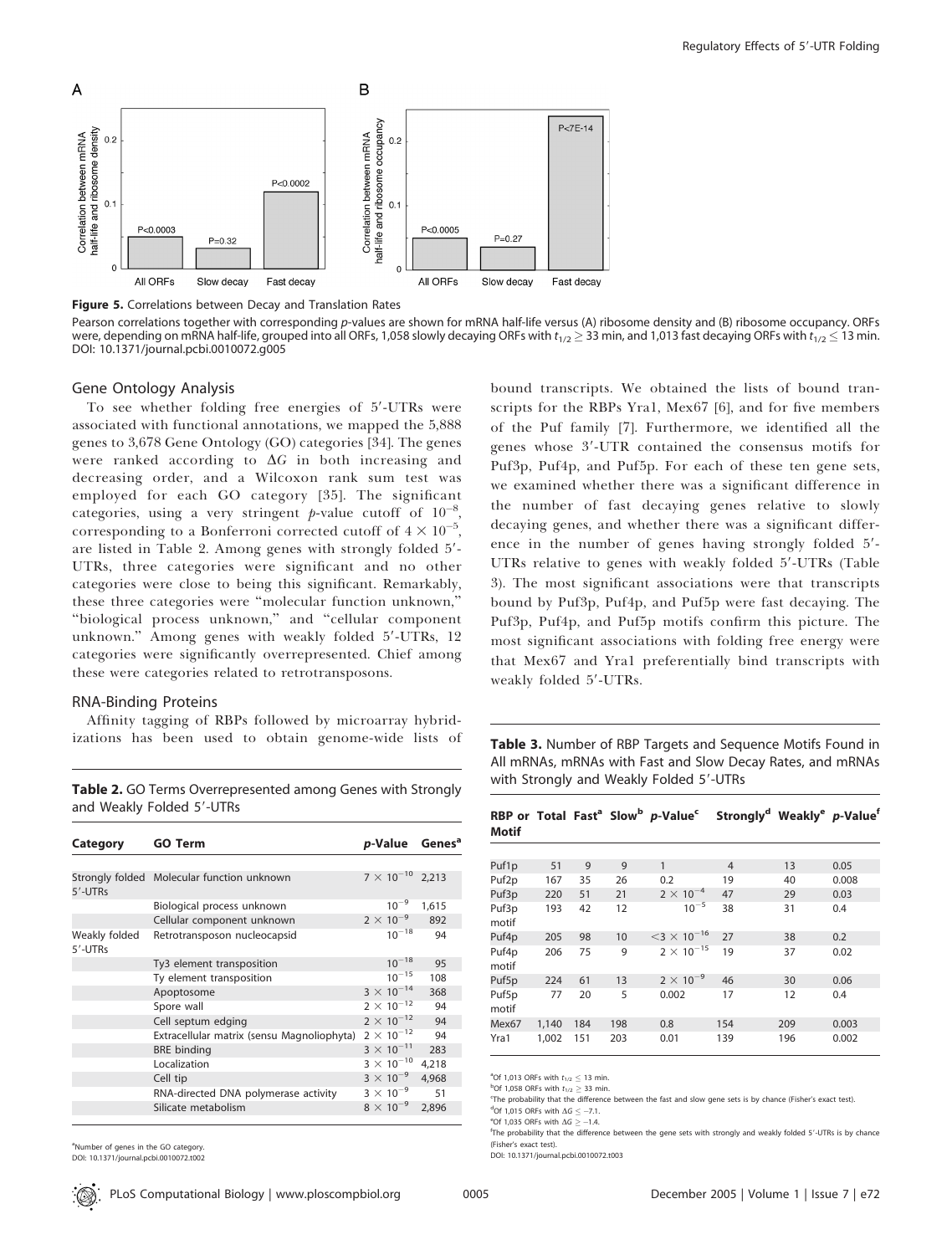Figure 5. Correlations between Decay and Translation Rates

Pearson correlations together with corresponding *p*-values are shown for mRNA half-life versus (A) ribosome density and (B) ribosome occupancy. ORFs were, depending on mRNA half-life, grouped into all ORFs, 1,058 slowly decaying ORFs with $t_{1/2} \geq 33$ min, and 1,013 fast decaying ORFs with $t_{1/2} \leq 13$ min.

DOI: 10.1371/journal.pcbi.0010072.g005

### Gene Ontology Analysis

To see whether folding free energies of 5′-UTRs were associated with functional annotations, we mapped the 5,888 genes to 3,678 Gene Ontology (GO) categories [34]. The genes were ranked according to $\Delta G$ in both increasing and decreasing order, and a Wilcoxon rank sum test was employed for each GO category [35]. The significant categories, using a very stringent *p*-value cutoff of $10^{-8}$, corresponding to a Bonferroni corrected cutoff of $4 \times 10^{-5}$, are listed in Table 2. Among genes with strongly folded 5′-UTRs, three categories were significant and no other categories were close to being this significant. Remarkably, these three categories were "molecular function unknown," "biological process unknown," and "cellular component unknown." Among genes with weakly folded 5′-UTRs, 12 categories were significantly overrepresented. Chief among these were categories related to retrotransposons.

### RNA-Binding Proteins

Affinity tagging of RBPs followed by microarray hybridizations has been used to obtain genome-wide lists of bound transcripts. We obtained the lists of bound transcripts for the RBPs Yra1, Mex67 [6], and for five members of the Puf family [7]. Furthermore, we identified all the genes whose 3′-UTR contained the consensus motifs for Puf3p, Puf4p, and Puf5p. For each of these ten gene sets, we examined whether there was a significant difference in the number of fast decaying genes relative to slowly decaying genes, and whether there was a significant difference in the number of genes having strongly folded 5′-UTRs relative to genes with weakly folded 5′-UTRs (Table 3). The most significant associations were that transcripts bound by Puf3p, Puf4p, and Puf5p were fast decaying. The Puf3p, Puf4p, and Puf5p motifs confirm this picture. The most significant associations with folding free energy were that Mex67 and Yra1 preferentially bind transcripts with weakly folded 5′-UTRs.

**Table 2.** GO Terms Overrepresented among Genes with Strongly and Weakly Folded 5′-UTRs

| Category | GO Term | *p*-Value | Genes[a] |
|---|---|---|---|
| Strongly folded 5′-UTRs | Molecular function unknown | $7 \times 10^{-10}$ | 2,213 |
| | Biological process unknown | $10^{-9}$ | 1,615 |
| | Cellular component unknown | $2 \times 10^{-9}$ | 892 |
| Weakly folded 5′-UTRs | Retrotransposon nucleocapsid | $10^{-18}$ | 94 |
| | Ty3 element transposition | $10^{-18}$ | 95 |
| | Ty element transposition | $10^{-15}$ | 108 |
| | Apoptosome | $3 \times 10^{-14}$ | 368 |
| | Spore wall | $2 \times 10^{-12}$ | 94 |
| | Cell septum edging | $2 \times 10^{-12}$ | 94 |
| | Extracellular matrix (sensu Magnoliophyta) | $2 \times 10^{-12}$ | 94 |
| | BRE binding | $3 \times 10^{-11}$ | 283 |
| | Localization | $3 \times 10^{-10}$ | 4,218 |
| | Cell tip | $3 \times 10^{-9}$ | 4,968 |
| | RNA-directed DNA polymerase activity | $3 \times 10^{-9}$ | 51 |
| | Silicate metabolism | $8 \times 10^{-9}$ | 2,896 |

[a]Number of genes in the GO category.

DOI: 10.1371/journal.pcbi.0010072.t002

**Table 3.** Number of RBP Targets and Sequence Motifs Found in All mRNAs, mRNAs with Fast and Slow Decay Rates, and mRNAs with Strongly and Weakly Folded 5′-UTRs

| RBP or Motif | Total | Fast[a] | Slow[b] | *p*-Value[c] | Strongly[d] | Weakly[e] | *p*-Value[f] |
|---|---|---|---|---|---|---|---|
| Puf1p | 51 | 9 | 9 | 1 | 4 | 13 | 0.05 |
| Puf2p | 167 | 35 | 26 | 0.2 | 19 | 40 | 0.008 |
| Puf3p | 220 | 51 | 21 | $2 \times 10^{-4}$ | 47 | 29 | 0.03 |
| Puf3p motif | 193 | 42 | 12 | $10^{-5}$ | 38 | 31 | 0.4 |
| Puf4p | 205 | 98 | 10 | $<3 \times 10^{-16}$ | 27 | 38 | 0.2 |
| Puf4p motif | 206 | 75 | 9 | $2 \times 10^{-15}$ | 19 | 37 | 0.02 |
| Puf5p | 224 | 61 | 13 | $2 \times 10^{-9}$ | 46 | 30 | 0.06 |
| Puf5p motif | 77 | 20 | 5 | 0.002 | 17 | 12 | 0.4 |
| Mex67 | 1,140 | 184 | 198 | 0.8 | 154 | 209 | 0.003 |
| Yra1 | 1,002 | 151 | 203 | 0.01 | 139 | 196 | 0.002 |

[a]Of 1,013 ORFs with $t_{1/2} \leq 13$ min.

[b]Of 1,058 ORFs with $t_{1/2} \geq 33$ min.

[c]The probability that the difference between the fast and slow gene sets is by chance (Fisher's exact test).

[d]Of 1,015 ORFs with $\Delta G \leq -7.1$.

[e]Of 1,035 ORFs with $\Delta G \geq -1.4$.

[f]The probability that the difference between the gene sets with strongly and weakly folded 5′-UTRs is by chance (Fisher's exact test).

DOI: 10.1371/journal.pcbi.0010072.t003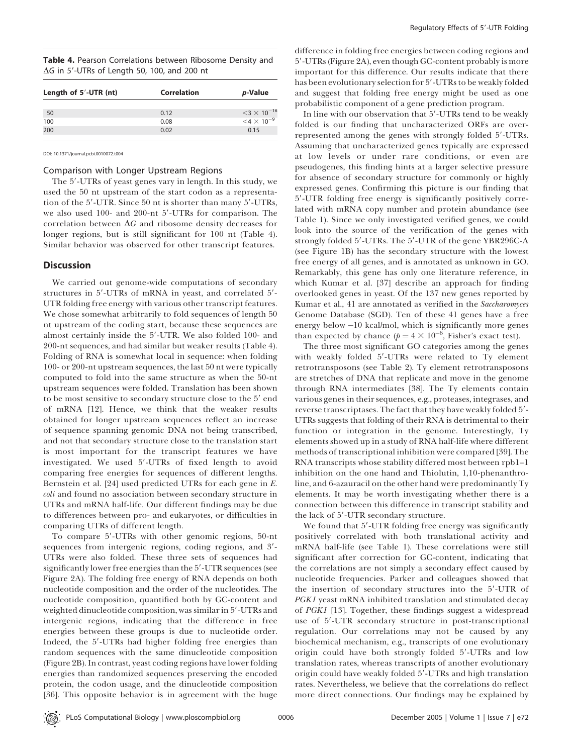**Table 4.** Pearson Correlations between Ribosome Density and $\Delta G$ in 5′-UTRs of Length 50, 100, and 200 nt

| Length of 5′-UTR (nt) | Correlation | *p*-Value |
|---|---|---|
| 50 | 0.12 | $<3 \times 10^{-16}$ |
| 100 | 0.08 | $<4 \times 10^{-9}$ |
| 200 | 0.02 | 0.15 |

DOI: 10.1371/journal.pcbi.0010072.t004

### Comparison with Longer Upstream Regions

The 5′-UTRs of yeast genes vary in length. In this study, we used the 50 nt upstream of the start codon as a representation of the 5′-UTR. Since 50 nt is shorter than many 5′-UTRs, we also used 100- and 200-nt 5′-UTRs for comparison. The correlation between $\Delta G$ and ribosome density decreases for longer regions, but is still significant for 100 nt (Table 4). Similar behavior was observed for other transcript features.

## Discussion

We carried out genome-wide computations of secondary structures in 5′-UTRs of mRNA in yeast, and correlated 5′-UTR folding free energy with various other transcript features. We chose somewhat arbitrarily to fold sequences of length 50 nt upstream of the coding start, because these sequences are almost certainly inside the 5′-UTR. We also folded 100- and 200-nt sequences, and had similar but weaker results (Table 4). Folding of RNA is somewhat local in sequence: when folding 100- or 200-nt upstream sequences, the last 50 nt were typically computed to fold into the same structure as when the 50-nt upstream sequences were folded. Translation has been shown to be most sensitive to secondary structure close to the 5′ end of mRNA [12]. Hence, we think that the weaker results obtained for longer upstream sequences reflect an increase of sequence spanning genomic DNA not being transcribed, and not that secondary structure close to the translation start is most important for the transcript features we have investigated. We used 5′-UTRs of fixed length to avoid comparing free energies for sequences of different lengths. Bernstein et al. [24] used predicted UTRs for each gene in *E. coli* and found no association between secondary structure in UTRs and mRNA half-life. Our different findings may be due to differences between pro- and eukaryotes, or difficulties in comparing UTRs of different length.

To compare 5′-UTRs with other genomic regions, 50-nt sequences from intergenic regions, coding regions, and 3′-UTRs were also folded. These three sets of sequences had significantly lower free energies than the 5′-UTR sequences (see Figure 2A). The folding free energy of RNA depends on both nucleotide composition and the order of the nucleotides. The nucleotide composition, quantified both by GC-content and weighted dinucleotide composition, was similar in 5′-UTRs and intergenic regions, indicating that the difference in free energies between these groups is due to nucleotide order. Indeed, the 5′-UTRs had higher folding free energies than random sequences with the same dinucleotide composition (Figure 2B). In contrast, yeast coding regions have lower folding energies than randomized sequences preserving the encoded protein, the codon usage, and the dinucleotide composition [36]. This opposite behavior is in agreement with the huge difference in folding free energies between coding regions and 5′-UTRs (Figure 2A), even though GC-content probably is more important for this difference. Our results indicate that there has been evolutionary selection for 5′-UTRs to be weakly folded and suggest that folding free energy might be used as one probabilistic component of a gene prediction program.

In line with our observation that 5′-UTRs tend to be weakly folded is our finding that uncharacterized ORFs are overrepresented among the genes with strongly folded 5′-UTRs. Assuming that uncharacterized genes typically are expressed at low levels or under rare conditions, or even are pseudogenes, this finding hints at a larger selective pressure for absence of secondary structure for commonly or highly expressed genes. Confirming this picture is our finding that 5′-UTR folding free energy is significantly positively correlated with mRNA copy number and protein abundance (see Table 1). Since we only investigated verified genes, we could look into the source of the verification of the genes with strongly folded 5′-UTRs. The 5′-UTR of the gene YBR296C-A (see Figure 1B) has the secondary structure with the lowest free energy of all genes, and is annotated as unknown in GO. Remarkably, this gene has only one literature reference, in which Kumar et al. [37] describe an approach for finding overlooked genes in yeast. Of the 137 new genes reported by Kumar et al., 41 are annotated as verified in the *Saccharomyces* Genome Database (SGD). Ten of these 41 genes have a free energy below −10 kcal/mol, which is significantly more genes than expected by chance ($p = 4 \times 10^{-6}$, Fisher's exact test).

The three most significant GO categories among the genes with weakly folded 5′-UTRs were related to Ty element retrotransposons (see Table 2). Ty element retrotransposons are stretches of DNA that replicate and move in the genome through RNA intermediates [38]. The Ty elements contain various genes in their sequences, e.g., proteases, integrases, and reverse transcriptases. The fact that they have weakly folded 5′-UTRs suggests that folding of their RNA is detrimental to their function or integration in the genome. Interestingly, Ty elements showed up in a study of RNA half-life where different methods of transcriptional inhibition were compared [39]. The RNA transcripts whose stability differed most between rpb1–1 inhibition on the one hand and Thiolutin, 1,10-phenanthroline, and 6-azauracil on the other hand were predominantly Ty elements. It may be worth investigating whether there is a connection between this difference in transcript stability and the lack of 5′-UTR secondary structure.

We found that 5′-UTR folding free energy was significantly positively correlated with both translational activity and mRNA half-life (see Table 1). These correlations were still significant after correction for GC-content, indicating that the correlations are not simply a secondary effect caused by nucleotide frequencies. Parker and colleagues showed that the insertion of secondary structures into the 5′-UTR of *PGK1* yeast mRNA inhibited translation and stimulated decay of *PGK1* [13]. Together, these findings suggest a widespread use of 5′-UTR secondary structure in post-transcriptional regulation. Our correlations may not be caused by any biochemical mechanism, e.g., transcripts of one evolutionary origin could have both strongly folded 5′-UTRs and low translation rates, whereas transcripts of another evolutionary origin could have weakly folded 5′-UTRs and high translation rates. Nevertheless, we believe that the correlations do reflect more direct connections. Our findings may be explained by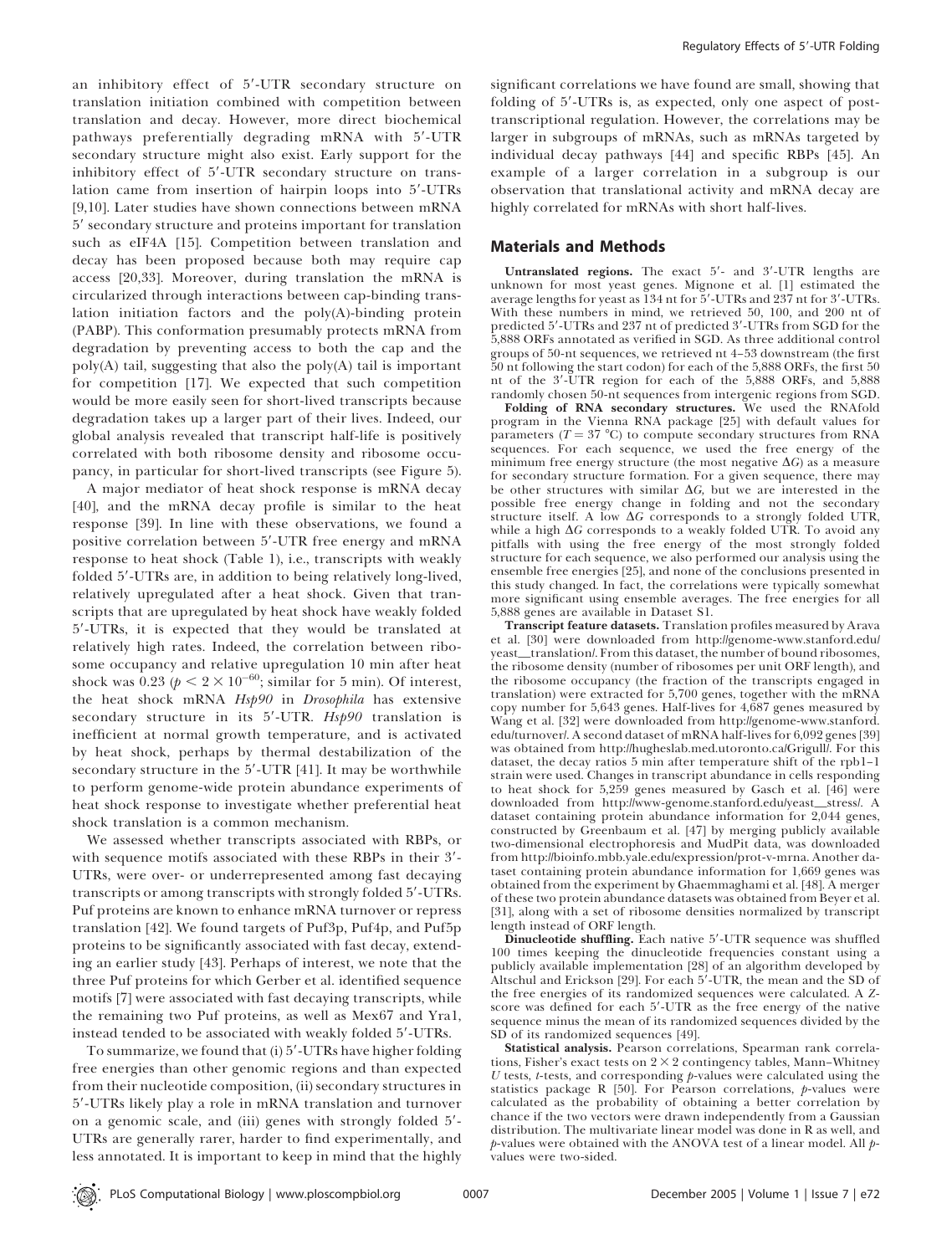an inhibitory effect of 5′-UTR secondary structure on translation initiation combined with competition between translation and decay. However, more direct biochemical pathways preferentially degrading mRNA with 5′-UTR secondary structure might also exist. Early support for the inhibitory effect of 5′-UTR secondary structure on translation came from insertion of hairpin loops into 5′-UTRs [9,10]. Later studies have shown connections between mRNA 5′ secondary structure and proteins important for translation such as eIF4A [15]. Competition between translation and decay has been proposed because both may require cap access [20,33]. Moreover, during translation the mRNA is circularized through interactions between cap-binding translation initiation factors and the poly(A)-binding protein (PABP). This conformation presumably protects mRNA from degradation by preventing access to both the cap and the poly(A) tail, suggesting that also the poly(A) tail is important for competition [17]. We expected that such competition would be more easily seen for short-lived transcripts because degradation takes up a larger part of their lives. Indeed, our global analysis revealed that transcript half-life is positively correlated with both ribosome density and ribosome occupancy, in particular for short-lived transcripts (see Figure 5).

A major mediator of heat shock response is mRNA decay [40], and the mRNA decay profile is similar to the heat response [39]. In line with these observations, we found a positive correlation between 5′-UTR free energy and mRNA response to heat shock (Table 1), i.e., transcripts with weakly folded 5′-UTRs are, in addition to being relatively long-lived, relatively upregulated after a heat shock. Given that transcripts that are upregulated by heat shock have weakly folded 5′-UTRs, it is expected that they would be translated at relatively high rates. Indeed, the correlation between ribosome occupancy and relative upregulation 10 min after heat shock was 0.23 ($p < 2 \times 10^{-60}$; similar for 5 min). Of interest, the heat shock mRNA *Hsp90* in *Drosophila* has extensive secondary structure in its 5′-UTR. *Hsp90* translation is inefficient at normal growth temperature, and is activated by heat shock, perhaps by thermal destabilization of the secondary structure in the 5′-UTR [41]. It may be worthwhile to perform genome-wide protein abundance experiments of heat shock response to investigate whether preferential heat shock translation is a common mechanism.

We assessed whether transcripts associated with RBPs, or with sequence motifs associated with these RBPs in their 3′-UTRs, were over- or underrepresented among fast decaying transcripts or among transcripts with strongly folded 5′-UTRs. Puf proteins are known to enhance mRNA turnover or repress translation [42]. We found targets of Puf3p, Puf4p, and Puf5p proteins to be significantly associated with fast decay, extending an earlier study [43]. Perhaps of interest, we note that the three Puf proteins for which Gerber et al. identified sequence motifs [7] were associated with fast decaying transcripts, while the remaining two Puf proteins, as well as Mex67 and Yra1, instead tended to be associated with weakly folded 5′-UTRs.

To summarize, we found that (i) 5′-UTRs have higher folding free energies than other genomic regions and than expected from their nucleotide composition, (ii) secondary structures in 5′-UTRs likely play a role in mRNA translation and turnover on a genomic scale, and (iii) genes with strongly folded 5′-UTRs are generally rarer, harder to find experimentally, and less annotated. It is important to keep in mind that the highly significant correlations we have found are small, showing that folding of 5′-UTRs is, as expected, only one aspect of post-transcriptional regulation. However, the correlations may be larger in subgroups of mRNAs, such as mRNAs targeted by individual decay pathways [44] and specific RBPs [45]. An example of a larger correlation in a subgroup is our observation that translational activity and mRNA decay are highly correlated for mRNAs with short half-lives.

## Materials and Methods

**Untranslated regions.** The exact 5′- and 3′-UTR lengths are unknown for most yeast genes. Mignone et al. [1] estimated the average lengths for yeast as 134 nt for 5′-UTRs and 237 nt for 3′-UTRs. With these numbers in mind, we retrieved 50, 100, and 200 nt of predicted 5′-UTRs and 237 nt of predicted 3′-UTRs from SGD for the 5,888 ORFs annotated as verified in SGD. As three additional control groups of 50-nt sequences, we retrieved nt 4–53 downstream (the first 50 nt following the start codon) for each of the 5,888 ORFs, the first 50 nt of the 3′-UTR region for each of the 5,888 ORFs, and 5,888 randomly chosen 50-nt sequences from intergenic regions from SGD.

**Folding of RNA secondary structures.** We used the RNAfold program in the Vienna RNA package [25] with default values for parameters ($T = 37$ °C) to compute secondary structures from RNA sequences. For each sequence, we used the free energy of the minimum free energy structure (the most negative $\Delta G$) as a measure for secondary structure formation. For a given sequence, there may be other structures with similar $\Delta G$, but we are interested in the possible free energy change in folding and not the secondary structure itself. A low $\Delta G$ corresponds to a strongly folded UTR, while a high $\Delta G$ corresponds to a weakly folded UTR. To avoid any pitfalls with using the free energy of the most strongly folded structure for each sequence, we also performed our analysis using the ensemble free energies [25], and none of the conclusions presented in this study changed. In fact, the correlations were typically somewhat more significant using ensemble averages. The free energies for all 5,888 genes are available in Dataset S1.

**Transcript feature datasets.** Translation profiles measured by Arava et al. [30] were downloaded from http://genome-www.stanford.edu/yeast_translation/. From this dataset, the number of bound ribosomes, the ribosome density (number of ribosomes per unit ORF length), and the ribosome occupancy (the fraction of the transcripts engaged in translation) were extracted for 5,700 genes, together with the mRNA copy number for 5,643 genes. Half-lives for 4,687 genes measured by Wang et al. [32] were downloaded from http://genome-www.stanford.edu/turnover/. A second dataset of mRNA half-lives for 6,092 genes [39] was obtained from http://hugheslab.med.utoronto.ca/Grigull/. For this dataset, the decay ratios 5 min after temperature shift of the rpb1–1 strain were used. Changes in transcript abundance in cells responding to heat shock for 5,259 genes measured by Gasch et al. [46] were downloaded from http://www-genome.stanford.edu/yeast_stress/. A dataset containing protein abundance information for 2,044 genes, constructed by Greenbaum et al. [47] by merging publicly available two-dimensional electrophoresis and MudPit data, was downloaded from http://bioinfo.mbb.yale.edu/expression/prot-v-mrna. Another dataset containing protein abundance information for 1,669 genes was obtained from the experiment by Ghaemmaghami et al. [48]. A merger of these two protein abundance datasets was obtained from Beyer et al. [31], along with a set of ribosome densities normalized by transcript length instead of ORF length.

**Dinucleotide shuffling.** Each native 5′-UTR sequence was shuffled 100 times keeping the dinucleotide frequencies constant using a publicly available implementation [28] of an algorithm developed by Altschul and Erickson [29]. For each 5′-UTR, the mean and the SD of the free energies of its randomized sequences were calculated. A Z-score was defined for each 5′-UTR as the free energy of the native sequence minus the mean of its randomized sequences divided by the SD of its randomized sequences [49].

**Statistical analysis.** Pearson correlations, Spearman rank correlations, Fisher's exact tests on $2 \times 2$ contingency tables, Mann–Whitney $U$ tests, $t$-tests, and corresponding $p$-values were calculated using the statistics package R [50]. For Pearson correlations, $p$-values were calculated as the probability of obtaining a better correlation by chance if the two vectors were drawn independently from a Gaussian distribution. The multivariate linear model was done in R as well, and $p$-values were obtained with the ANOVA test of a linear model. All $p$-values were two-sided.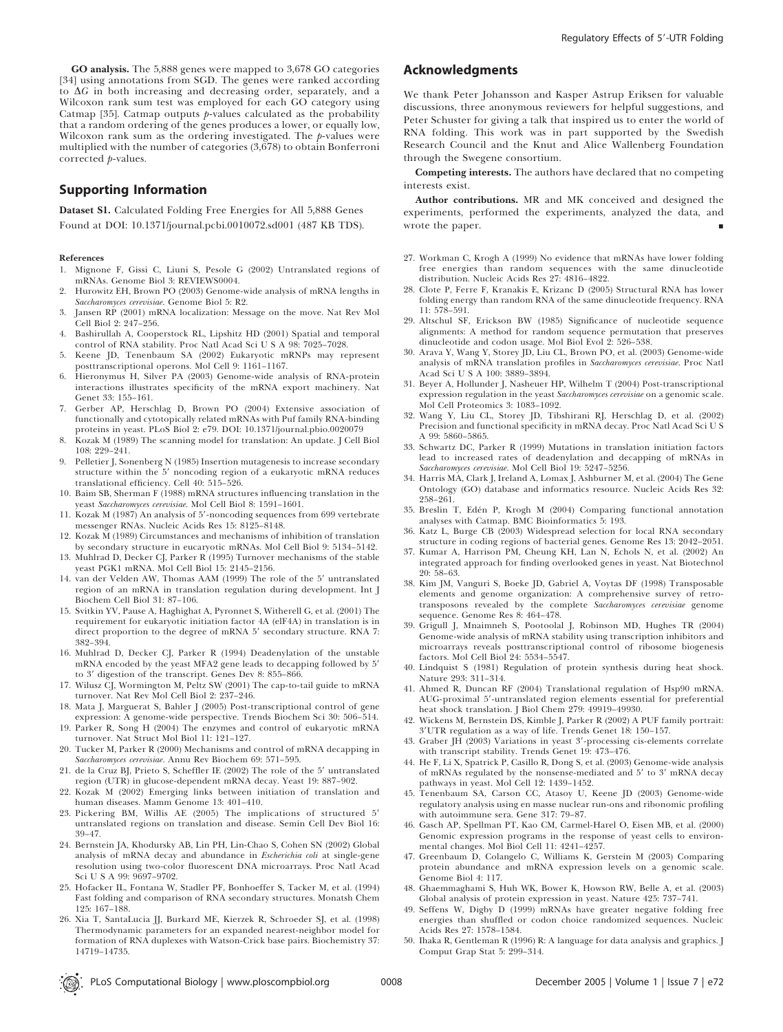**GO analysis.** The 5,888 genes were mapped to 3,678 GO categories [34] using annotations from SGD. The genes were ranked according to $\Delta G$ in both increasing and decreasing order, separately, and a Wilcoxon rank sum test was employed for each GO category using Catmap [35]. Catmap outputs $p$-values calculated as the probability that a random ordering of the genes produces a lower, or equally low, Wilcoxon rank sum as the ordering investigated. The $p$-values were multiplied with the number of categories (3,678) to obtain Bonferroni corrected $p$-values.

## Supporting Information

**Dataset S1.** Calculated Folding Free Energies for All 5,888 Genes

Found at DOI: 10.1371/journal.pcbi.0010072.sd001 (487 KB TDS).

## Acknowledgments

We thank Peter Johansson and Kasper Astrup Eriksen for valuable discussions, three anonymous reviewers for helpful suggestions, and Peter Schuster for giving a talk that inspired us to enter the world of RNA folding. This work was in part supported by the Swedish Research Council and the Knut and Alice Wallenberg Foundation through the Swegene consortium.

**Competing interests.** The authors have declared that no competing interests exist.

**Author contributions.** MR and MK conceived and designed the experiments, performed the experiments, analyzed the data, and wrote the paper.

#### References

1. Mignone F, Gissi C, Liuni S, Pesole G (2002) Untranslated regions of mRNAs. Genome Biol 3: REVIEWS0004.
2. Hurowitz EH, Brown PO (2003) Genome-wide analysis of mRNA lengths in *Saccharomyces cerevisiae*. Genome Biol 5: R2.
3. Jansen RP (2001) mRNA localization: Message on the move. Nat Rev Mol Cell Biol 2: 247–256.
4. Bashirullah A, Cooperstock RL, Lipshitz HD (2001) Spatial and temporal control of RNA stability. Proc Natl Acad Sci U S A 98: 7025–7028.
5. Keene JD, Tenenbaum SA (2002) Eukaryotic mRNPs may represent posttranscriptional operons. Mol Cell 9: 1161–1167.
6. Hieronymus H, Silver PA (2003) Genome-wide analysis of RNA-protein interactions illustrates specificity of the mRNA export machinery. Nat Genet 33: 155–161.
7. Gerber AP, Herschlag D, Brown PO (2004) Extensive association of functionally and cytotopically related mRNAs with Puf family RNA-binding proteins in yeast. PLoS Biol 2: e79. DOI: 10.1371/journal.pbio.0020079
8. Kozak M (1989) The scanning model for translation: An update. J Cell Biol 108: 229–241.
9. Pelletier J, Sonenberg N (1985) Insertion mutagenesis to increase secondary structure within the 5′ noncoding region of a eukaryotic mRNA reduces translational efficiency. Cell 40: 515–526.
10. Baim SB, Sherman F (1988) mRNA structures influencing translation in the yeast *Saccharomyces cerevisiae*. Mol Cell Biol 8: 1591–1601.
11. Kozak M (1987) An analysis of 5′-noncoding sequences from 699 vertebrate messenger RNAs. Nucleic Acids Res 15: 8125–8148.
12. Kozak M (1989) Circumstances and mechanisms of inhibition of translation by secondary structure in eucaryotic mRNAs. Mol Cell Biol 9: 5134–5142.
13. Muhlrad D, Decker CJ, Parker R (1995) Turnover mechanisms of the stable yeast PGK1 mRNA. Mol Cell Biol 15: 2145–2156.
14. van der Velden AW, Thomas AAM (1999) The role of the 5′ untranslated region of an mRNA in translation regulation during development. Int J Biochem Cell Biol 31: 87–106.
15. Svitkin YV, Pause A, Haghighat A, Pyronnet S, Witherell G, et al. (2001) The requirement for eukaryotic initiation factor 4A (elF4A) in translation is in direct proportion to the degree of mRNA 5′ secondary structure. RNA 7: 382–394.
16. Muhlrad D, Decker CJ, Parker R (1994) Deadenylation of the unstable mRNA encoded by the yeast MFA2 gene leads to decapping followed by 5′ to 3′ digestion of the transcript. Genes Dev 8: 855–866.
17. Wilusz CJ, Wormington M, Peltz SW (2001) The cap-to-tail guide to mRNA turnover. Nat Rev Mol Cell Biol 2: 237–246.
18. Mata J, Marguerat S, Bahler J (2005) Post-transcriptional control of gene expression: A genome-wide perspective. Trends Biochem Sci 30: 506–514.
19. Parker R, Song H (2004) The enzymes and control of eukaryotic mRNA turnover. Nat Struct Mol Biol 11: 121–127.
20. Tucker M, Parker R (2000) Mechanisms and control of mRNA decapping in *Saccharomyces cerevisiae*. Annu Rev Biochem 69: 571–595.
21. de la Cruz BJ, Prieto S, Scheffler IE (2002) The role of the 5′ untranslated region (UTR) in glucose-dependent mRNA decay. Yeast 19: 887–902.
22. Kozak M (2002) Emerging links between initiation of translation and human diseases. Mamm Genome 13: 401–410.
23. Pickering BM, Willis AE (2005) The implications of structured 5′ untranslated regions on translation and disease. Semin Cell Dev Biol 16: 39–47.
24. Bernstein JA, Khodursky AB, Lin PH, Lin-Chao S, Cohen SN (2002) Global analysis of mRNA decay and abundance in *Escherichia coli* at single-gene resolution using two-color fluorescent DNA microarrays. Proc Natl Acad Sci U S A 99: 9697–9702.
25. Hofacker IL, Fontana W, Stadler PF, Bonhoeffer S, Tacker M, et al. (1994) Fast folding and comparison of RNA secondary structures. Monatsh Chem 125: 167–188.
26. Xia T, SantaLucia JJ, Burkard ME, Kierzek R, Schroeder SJ, et al. (1998) Thermodynamic parameters for an expanded nearest-neighbor model for formation of RNA duplexes with Watson-Crick base pairs. Biochemistry 37: 14719–14735.
27. Workman C, Krogh A (1999) No evidence that mRNAs have lower folding free energies than random sequences with the same dinucleotide distribution. Nucleic Acids Res 27: 4816–4822.
28. Clote P, Ferre F, Kranakis E, Krizanc D (2005) Structural RNA has lower folding energy than random RNA of the same dinucleotide frequency. RNA 11: 578–591.
29. Altschul SF, Erickson BW (1985) Significance of nucleotide sequence alignments: A method for random sequence permutation that preserves dinucleotide and codon usage. Mol Biol Evol 2: 526–538.
30. Arava Y, Wang Y, Storey JD, Liu CL, Brown PO, et al. (2003) Genome-wide analysis of mRNA translation profiles in *Saccharomyces cerevisiae*. Proc Natl Acad Sci U S A 100: 3889–3894.
31. Beyer A, Hollunder J, Nasheuer HP, Wilhelm T (2004) Post-transcriptional expression regulation in the yeast *Saccharomyces cerevisiae* on a genomic scale. Mol Cell Proteomics 3: 1083–1092.
32. Wang Y, Liu CL, Storey JD, Tibshirani RJ, Herschlag D, et al. (2002) Precision and functional specificity in mRNA decay. Proc Natl Acad Sci U S A 99: 5860–5865.
33. Schwartz DC, Parker R (1999) Mutations in translation initiation factors lead to increased rates of deadenylation and decapping of mRNAs in *Saccharomyces cerevisiae*. Mol Cell Biol 19: 5247–5256.
34. Harris MA, Clark J, Ireland A, Lomax J, Ashburner M, et al. (2004) The Gene Ontology (GO) database and informatics resource. Nucleic Acids Res 32: 258–261.
35. Breslin T, Edén P, Krogh M (2004) Comparing functional annotation analyses with Catmap. BMC Bioinformatics 5: 193.
36. Katz L, Burge CB (2003) Widespread selection for local RNA secondary structure in coding regions of bacterial genes. Genome Res 13: 2042–2051.
37. Kumar A, Harrison PM, Cheung KH, Lan N, Echols N, et al. (2002) An integrated approach for finding overlooked genes in yeast. Nat Biotechnol 20: 58–63.
38. Kim JM, Vanguri S, Boeke JD, Gabriel A, Voytas DF (1998) Transposable elements and genome organization: A comprehensive survey of retrotransposons revealed by the complete *Saccharomyces cerevisiae* genome sequence. Genome Res 8: 464–478.
39. Grigull J, Mnaimneh S, Pootoolal J, Robinson MD, Hughes TR (2004) Genome-wide analysis of mRNA stability using transcription inhibitors and microarrays reveals posttranscriptional control of ribosome biogenesis factors. Mol Cell Biol 24: 5534–5547.
40. Lindquist S (1981) Regulation of protein synthesis during heat shock. Nature 293: 311–314.
41. Ahmed R, Duncan RF (2004) Translational regulation of Hsp90 mRNA. AUG-proximal 5′-untranslated region elements essential for preferential heat shock translation. J Biol Chem 279: 49919–49930.
42. Wickens M, Bernstein DS, Kimble J, Parker R (2002) A PUF family portrait: 3′UTR regulation as a way of life. Trends Genet 18: 150–157.
43. Graber JH (2003) Variations in yeast 3′-processing cis-elements correlate with transcript stability. Trends Genet 19: 473–476.
44. He F, Li X, Spatrick P, Casillo R, Dong S, et al. (2003) Genome-wide analysis of mRNAs regulated by the nonsense-mediated and 5′ to 3′ mRNA decay pathways in yeast. Mol Cell 12: 1439–1452.
45. Tenenbaum SA, Carson CC, Atasoy U, Keene JD (2003) Genome-wide regulatory analysis using en masse nuclear run-ons and ribonomic profiling with autoimmune sera. Gene 317: 79–87.
46. Gasch AP, Spellman PT, Kao CM, Carmel-Harel O, Eisen MB, et al. (2000) Genomic expression programs in the response of yeast cells to environmental changes. Mol Biol Cell 11: 4241–4257.
47. Greenbaum D, Colangelo C, Williams K, Gerstein M (2003) Comparing protein abundance and mRNA expression levels on a genomic scale. Genome Biol 4: 117.
48. Ghaemmaghami S, Huh WK, Bower K, Howson RW, Belle A, et al. (2003) Global analysis of protein expression in yeast. Nature 425: 737–741.
49. Seffens W, Digby D (1999) mRNAs have greater negative folding free energies than shuffled or codon choice randomized sequences. Nucleic Acids Res 27: 1578–1584.
50. Ihaka R, Gentleman R (1996) R: A language for data analysis and graphics. J Comput Grap Stat 5: 299–314.